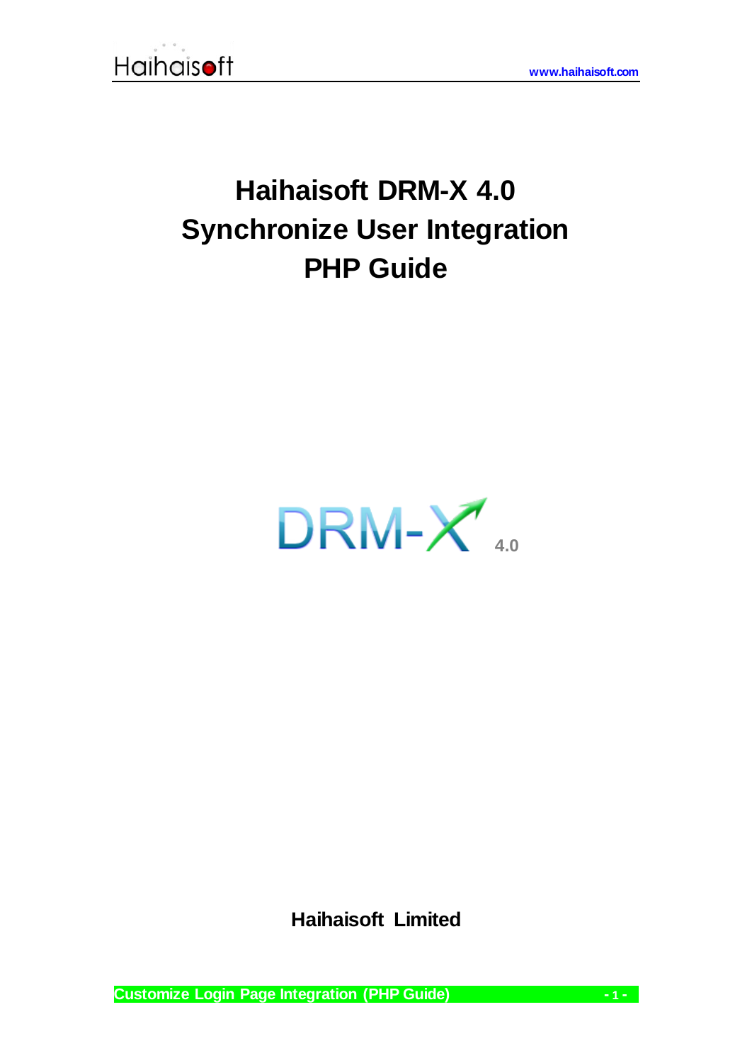# Haihaisoft DRM-X 4.0
# Synchronize User Integration
# PHP Guide

DRM-X 4.0

**Haihaisoft Limited**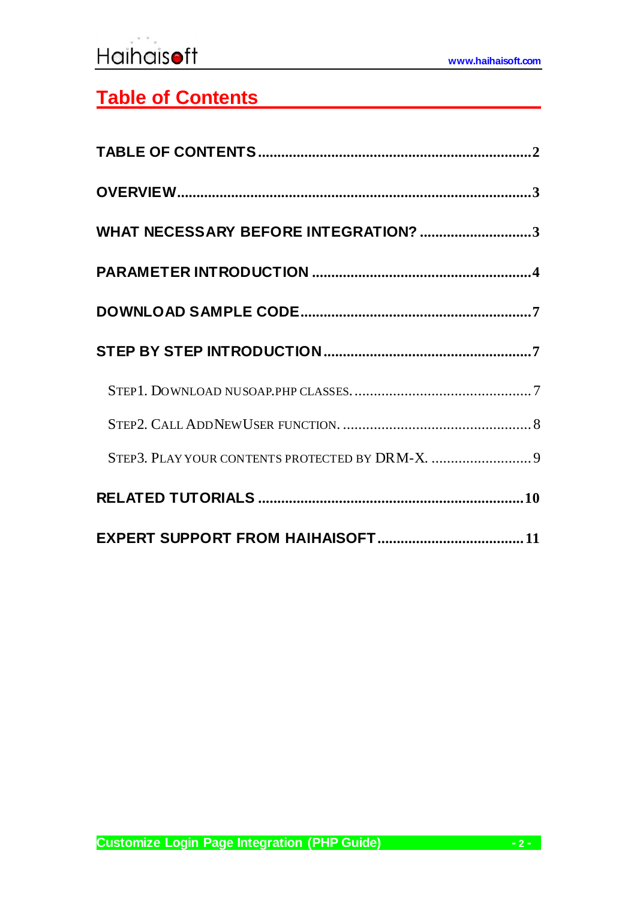# Table of Contents

**TABLE OF CONTENTS** ........................................................................ 2

**OVERVIEW** ........................................................................................ 3

**WHAT NECESSARY BEFORE INTEGRATION?** ............................ 3

**PARAMETER INTRODUCTION** ........................................................ 4

**DOWNLOAD SAMPLE CODE** ........................................................... 7

**STEP BY STEP INTRODUCTION** ..................................................... 7

- STEP1. DOWNLOAD NUSOAP.PHP CLASSES. ............................................ 7
- STEP2. CALL ADDNEWUSER FUNCTION. ................................................ 8
- STEP3. PLAY YOUR CONTENTS PROTECTED BY DRM-X. ......................... 9

**RELATED TUTORIALS** .................................................................... 10

**EXPERT SUPPORT FROM HAIHAISOFT** ...................................... 11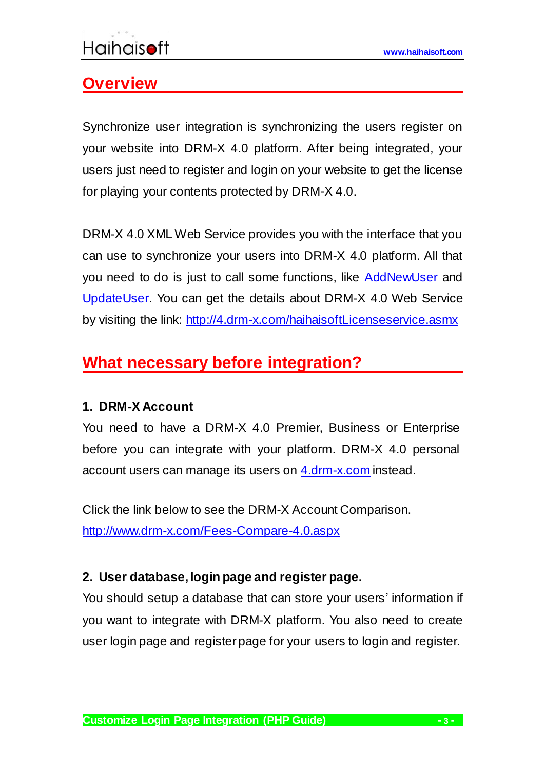## Overview

Synchronize user integration is synchronizing the users register on your website into DRM-X 4.0 platform. After being integrated, your users just need to register and login on your website to get the license for playing your contents protected by DRM-X 4.0.

DRM-X 4.0 XML Web Service provides you with the interface that you can use to synchronize your users into DRM-X 4.0 platform. All that you need to do is just to call some functions, like AddNewUser and UpdateUser. You can get the details about DRM-X 4.0 Web Service by visiting the link: http://4.drm-x.com/haihaisoftLicenseservice.asmx

## What necessary before integration?

**1. DRM-X Account**

You need to have a DRM-X 4.0 Premier, Business or Enterprise before you can integrate with your platform. DRM-X 4.0 personal account users can manage its users on 4.drm-x.com instead.

Click the link below to see the DRM-X Account Comparison.
http://www.drm-x.com/Fees-Compare-4.0.aspx

**2. User database, login page and register page.**

You should setup a database that can store your users' information if you want to integrate with DRM-X platform. You also need to create user login page and register page for your users to login and register.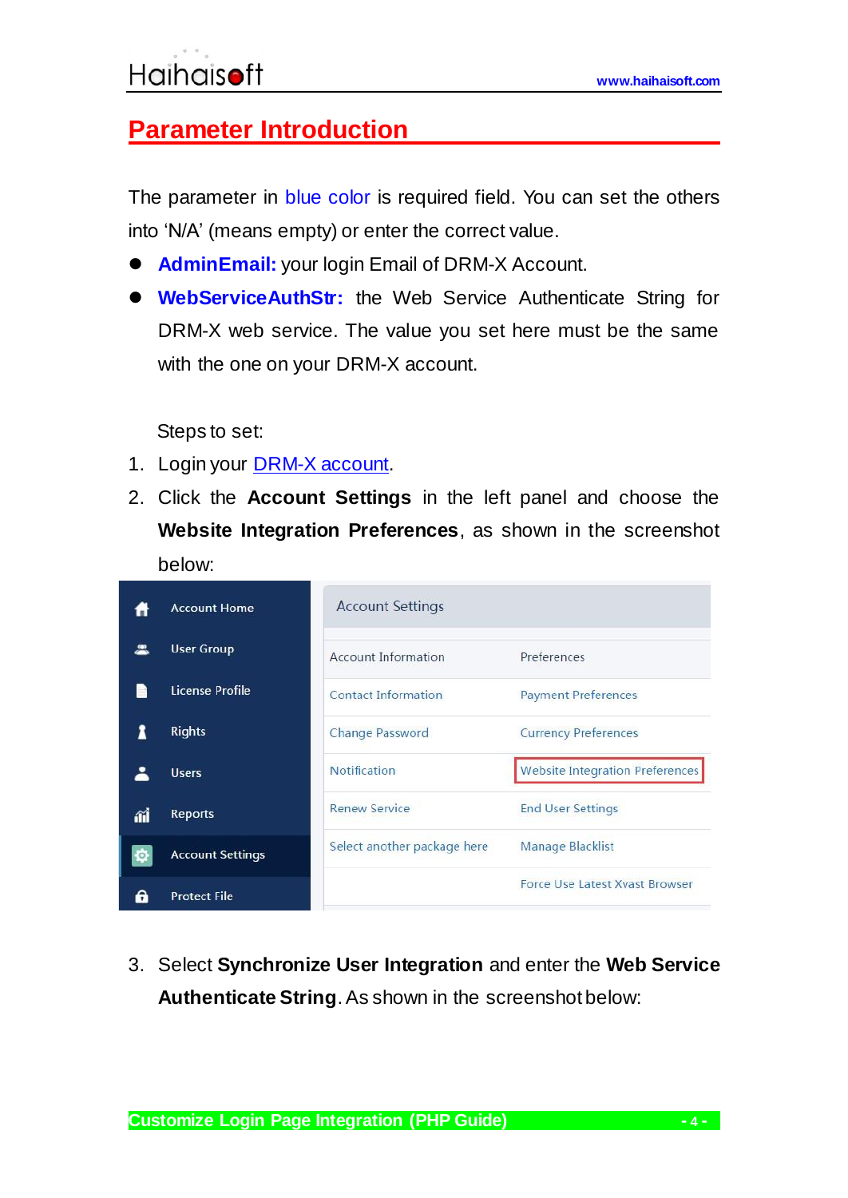## Parameter Introduction

The parameter in blue color is required field. You can set the others into 'N/A' (means empty) or enter the correct value.

- **AdminEmail:** your login Email of DRM-X Account.
- **WebServiceAuthStr:** the Web Service Authenticate String for DRM-X web service. The value you set here must be the same with the one on your DRM-X account.

Steps to set:

1. Login your DRM-X account.
2. Click the **Account Settings** in the left panel and choose the **Website Integration Preferences**, as shown in the screenshot below:
3. Select **Synchronize User Integration** and enter the **Web Service Authenticate String**. As shown in the screenshot below: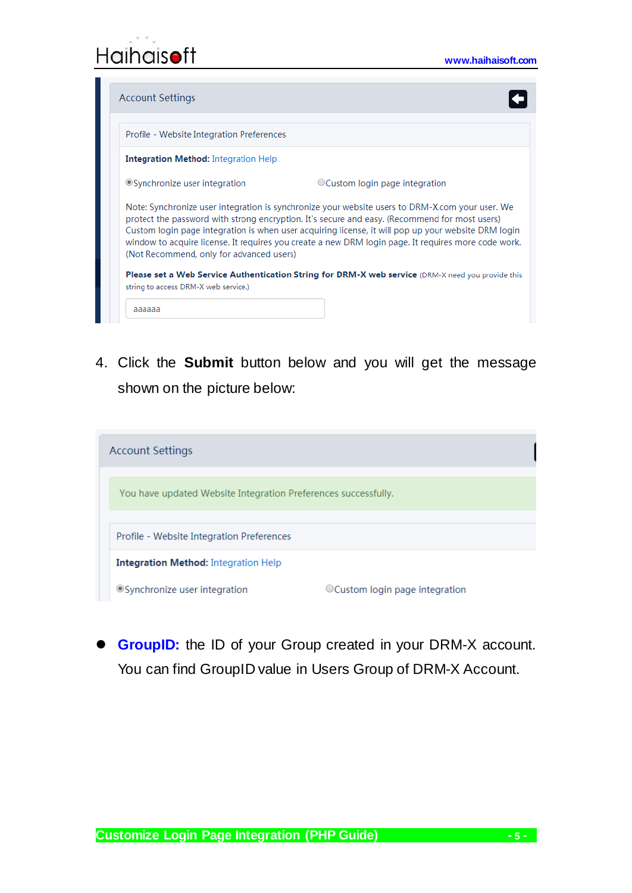Account Settings

Profile - Website Integration Preferences

**Integration Method:** Integration Help

◉Synchronize user integration ◯Custom login page integration

Note: Synchronize user integration is synchronize your website users to DRM-X.com your user. We protect the password with strong encryption. It's secure and easy. (Recommend for most users) Custom login page integration is when user acquiring license, it will pop up your website DRM login window to acquire license. It requires you create a new DRM login page. It requires more code work. (Not Recommend, only for advanced users)

**Please set a Web Service Authentication String for DRM-X web service** (DRM-X need you provide this string to access DRM-X web service.)

aaaaaa

4. Click the **Submit** button below and you will get the message shown on the picture below:

Account Settings

You have updated Website Integration Preferences successfully.

Profile - Website Integration Preferences

**Integration Method:** Integration Help

◉Synchronize user integration ◯Custom login page integration

- **GroupID:** the ID of your Group created in your DRM-X account. You can find GroupID value in Users Group of DRM-X Account.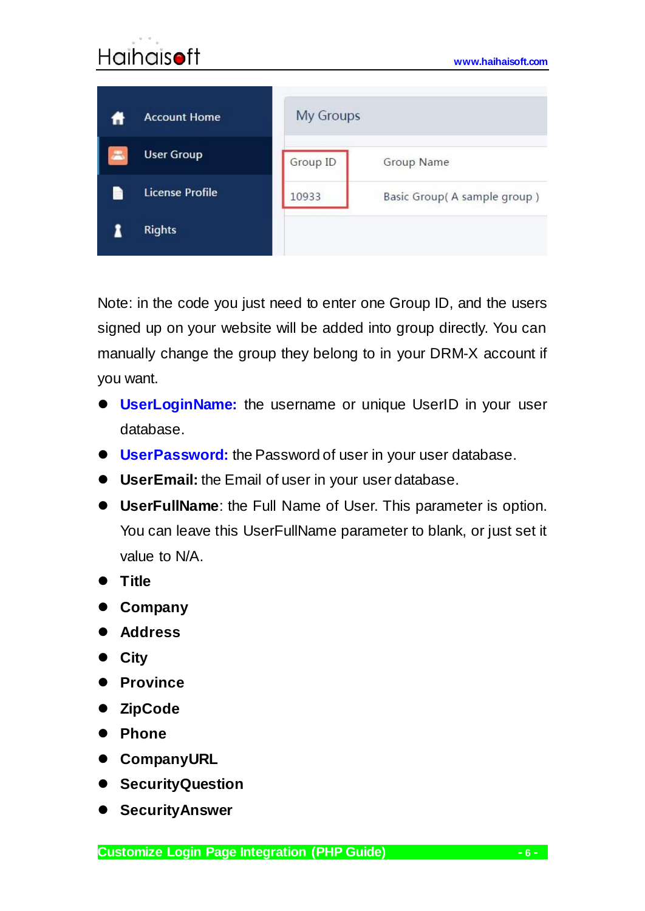Note: in the code you just need to enter one Group ID, and the users signed up on your website will be added into group directly. You can manually change the group they belong to in your DRM-X account if you want.

- **UserLoginName:** the username or unique UserID in your user database.
- **UserPassword:** the Password of user in your user database.
- **UserEmail:** the Email of user in your user database.
- **UserFullName**: the Full Name of User. This parameter is option. You can leave this UserFullName parameter to blank, or just set it value to N/A.
- **Title**
- **Company**
- **Address**
- **City**
- **Province**
- **ZipCode**
- **Phone**
- **CompanyURL**
- **SecurityQuestion**
- **SecurityAnswer**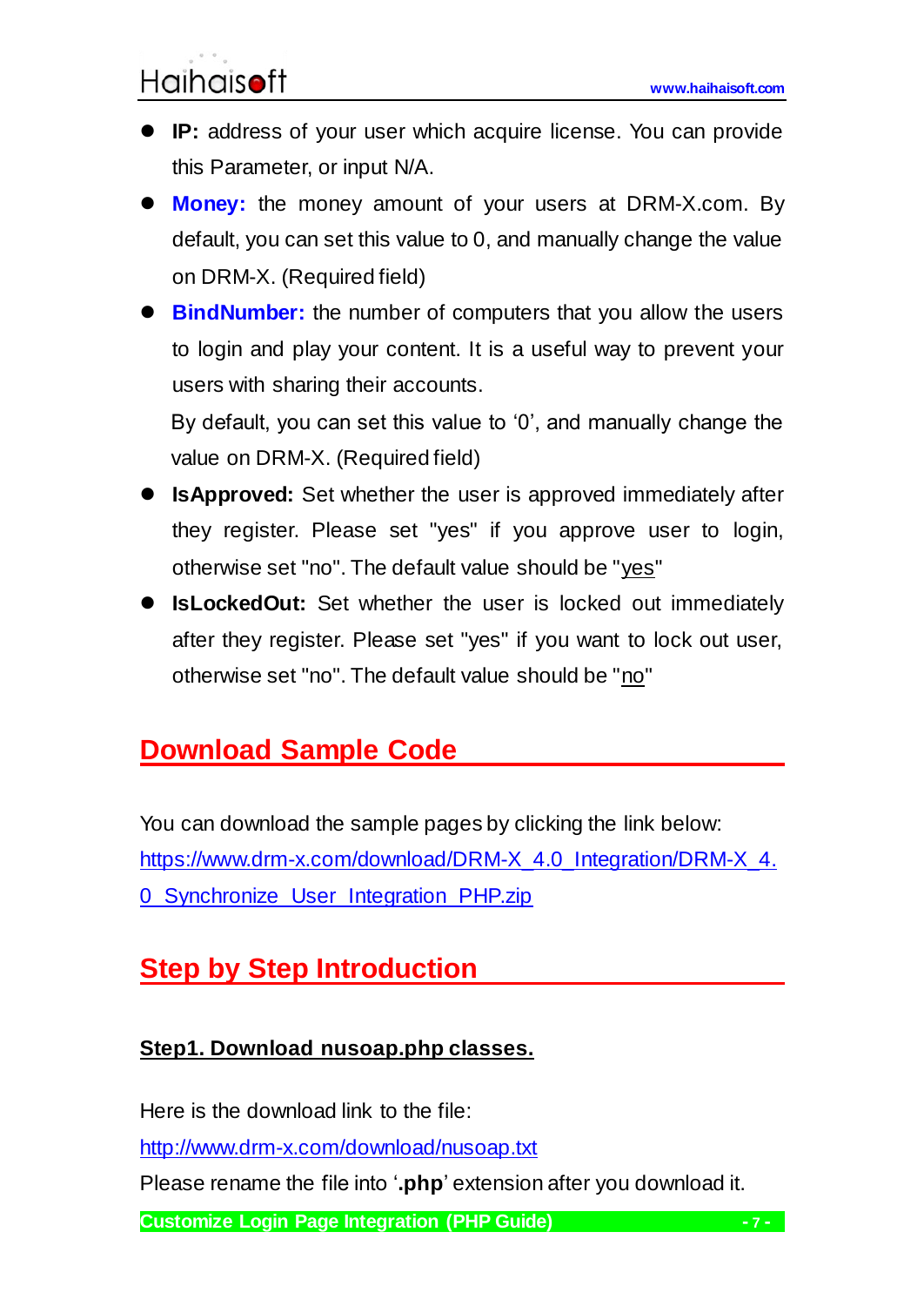- **IP:** address of your user which acquire license. You can provide this Parameter, or input N/A.
- **Money:** the money amount of your users at DRM-X.com. By default, you can set this value to 0, and manually change the value on DRM-X. (Required field)
- **BindNumber:** the number of computers that you allow the users to login and play your content. It is a useful way to prevent your users with sharing their accounts.

  By default, you can set this value to '0', and manually change the value on DRM-X. (Required field)
- **IsApproved:** Set whether the user is approved immediately after they register. Please set "yes" if you approve user to login, otherwise set "no". The default value should be "yes"
- **IsLockedOut:** Set whether the user is locked out immediately after they register. Please set "yes" if you want to lock out user, otherwise set "no". The default value should be "no"

## Download Sample Code

You can download the sample pages by clicking the link below:
[https://www.drm-x.com/download/DRM-X_4.0_Integration/DRM-X_4.0_Synchronize_User_Integration_PHP.zip](https://www.drm-x.com/download/DRM-X_4.0_Integration/DRM-X_4.0_Synchronize_User_Integration_PHP.zip)

## Step by Step Introduction

### Step1. Download nusoap.php classes.

Here is the download link to the file:
[http://www.drm-x.com/download/nusoap.txt](http://www.drm-x.com/download/nusoap.txt)
Please rename the file into '**.php**' extension after you download it.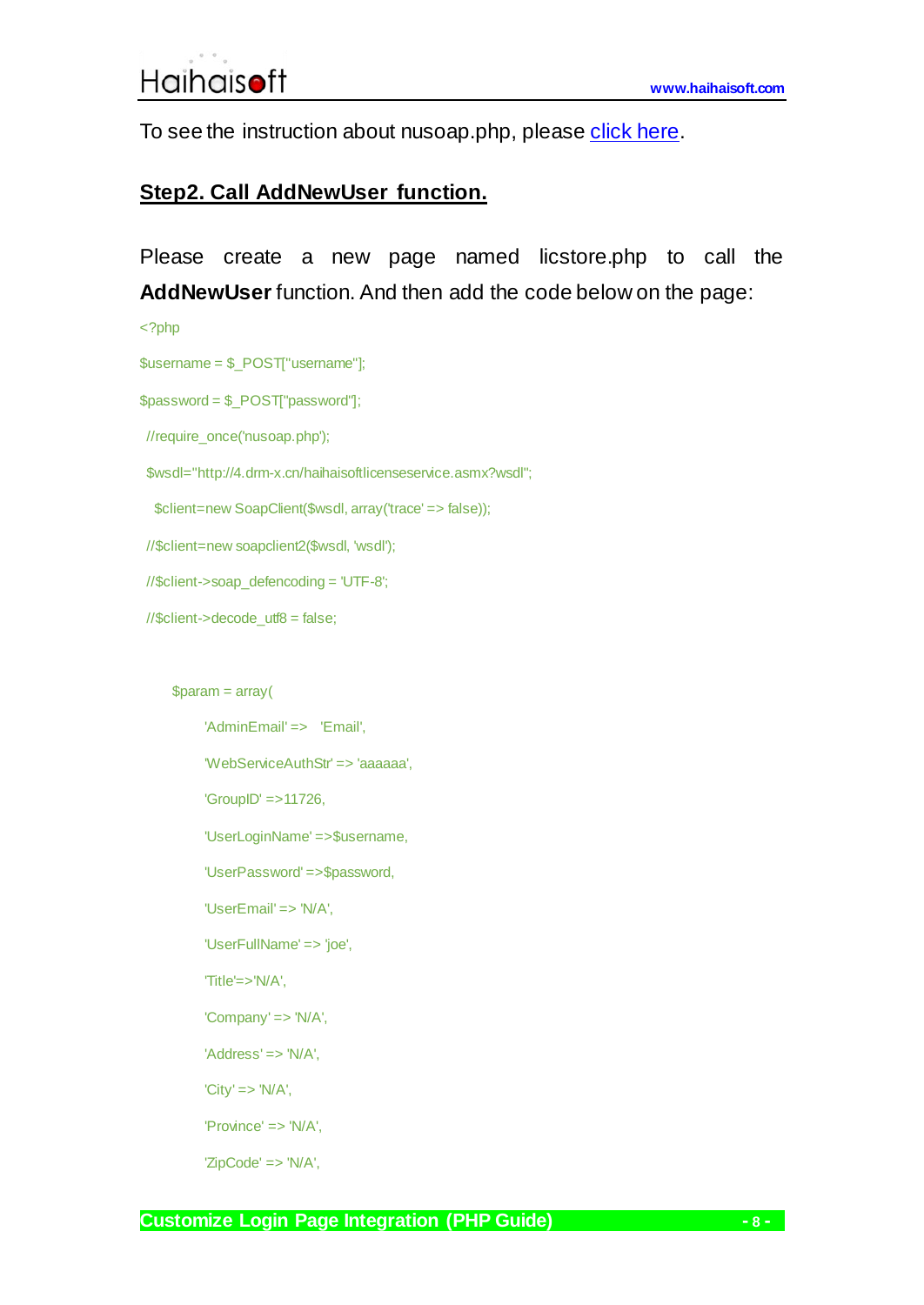To see the instruction about nusoap.php, please [click here](#).

## Step2. Call AddNewUser function.

Please create a new page named licstore.php to call the **AddNewUser** function. And then add the code below on the page:

```
<?php
$username = $_POST["username"];
$password = $_POST["password"];
 //require_once('nusoap.php');
 $wsdl="http://4.drm-x.cn/haihaisoftlicenseservice.asmx?wsdl";
   $client=new SoapClient($wsdl, array('trace' => false));
 //$client=new soapclient2($wsdl, 'wsdl');
 //$client->soap_defencoding = 'UTF-8';
 //$client->decode_utf8 = false;


        $param = array(
                'AdminEmail' =>   'Email',
                'WebServiceAuthStr' => 'aaaaaa',
                'GroupID' =>11726,
                'UserLoginName' =>$username,
                'UserPassword' =>$password,
                'UserEmail' => 'N/A',
                'UserFullName' => 'joe',
                'Title'=>'N/A',
                'Company' => 'N/A',
                'Address' => 'N/A',
                'City' => 'N/A',
                'Province' => 'N/A',
                'ZipCode' => 'N/A',
```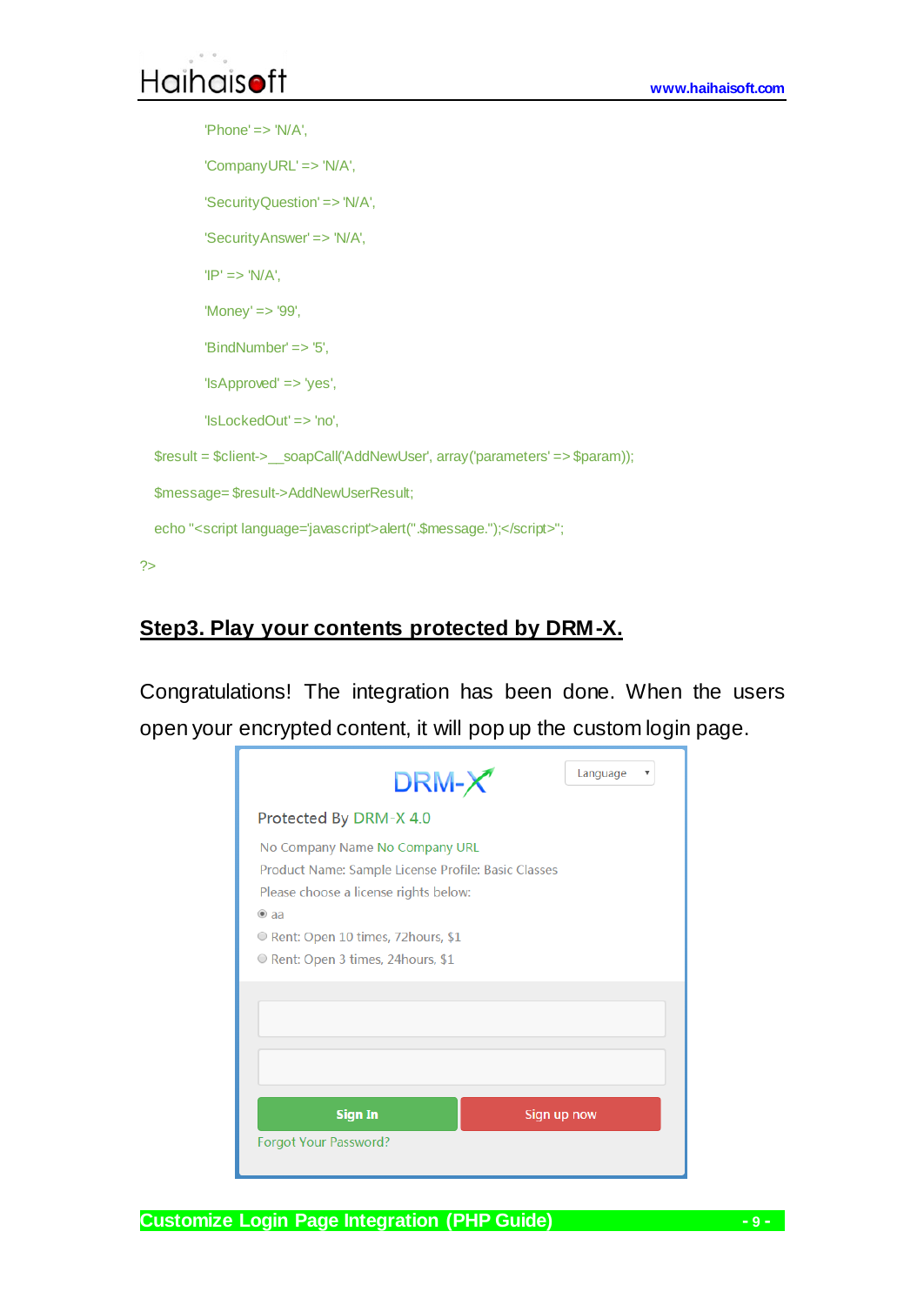```php
        'Phone' => 'N/A',
        'CompanyURL' => 'N/A',
        'SecurityQuestion' => 'N/A',
        'SecurityAnswer' => 'N/A',
        'IP' => 'N/A',
        'Money' => '99',
        'BindNumber' => '5',
        'IsApproved' => 'yes',
        'IsLockedOut' => 'no',
    $result = $client->__soapCall('AddNewUser', array('parameters' => $param));
    $message= $result->AddNewUserResult;
    echo "<script language='javascript'>alert('".$message."');</script>";
?>
```

## Step3. Play your contents protected by DRM-X.

Congratulations! The integration has been done. When the users open your encrypted content, it will pop up the custom login page.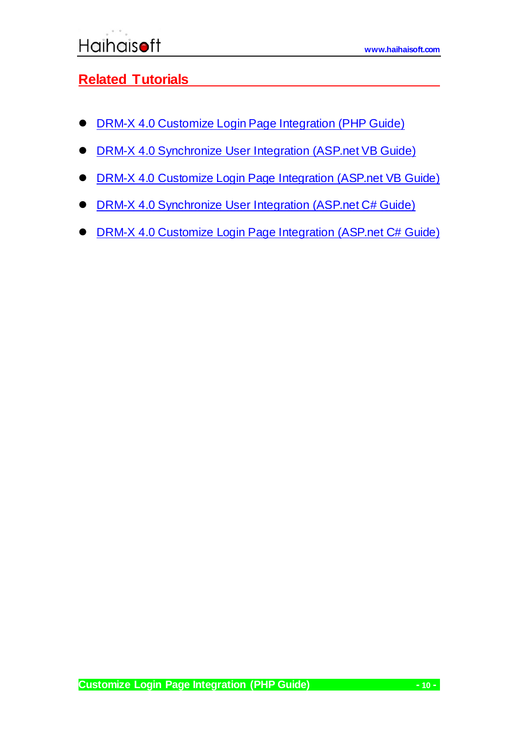## Related Tutorials

- DRM-X 4.0 Customize Login Page Integration (PHP Guide)
- DRM-X 4.0 Synchronize User Integration (ASP.net VB Guide)
- DRM-X 4.0 Customize Login Page Integration (ASP.net VB Guide)
- DRM-X 4.0 Synchronize User Integration (ASP.net C# Guide)
- DRM-X 4.0 Customize Login Page Integration (ASP.net C# Guide)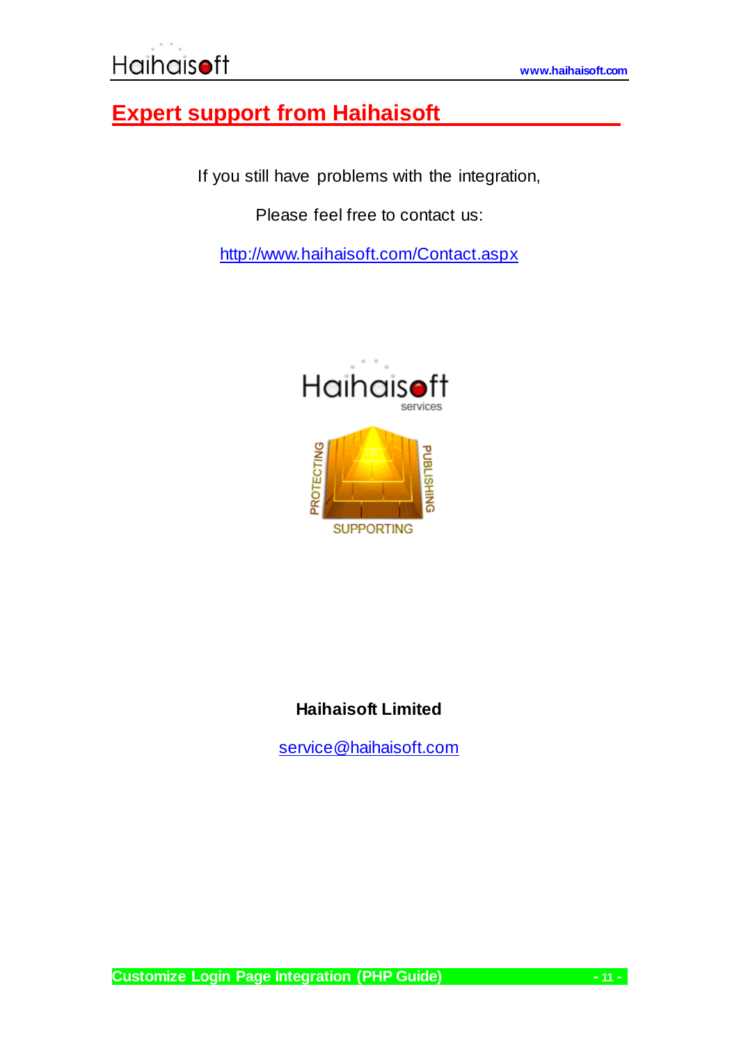## Expert support from Haihaisoft

If you still have problems with the integration,

Please feel free to contact us:

http://www.haihaisoft.com/Contact.aspx

**Haihaisoft Limited**

service@haihaisoft.com